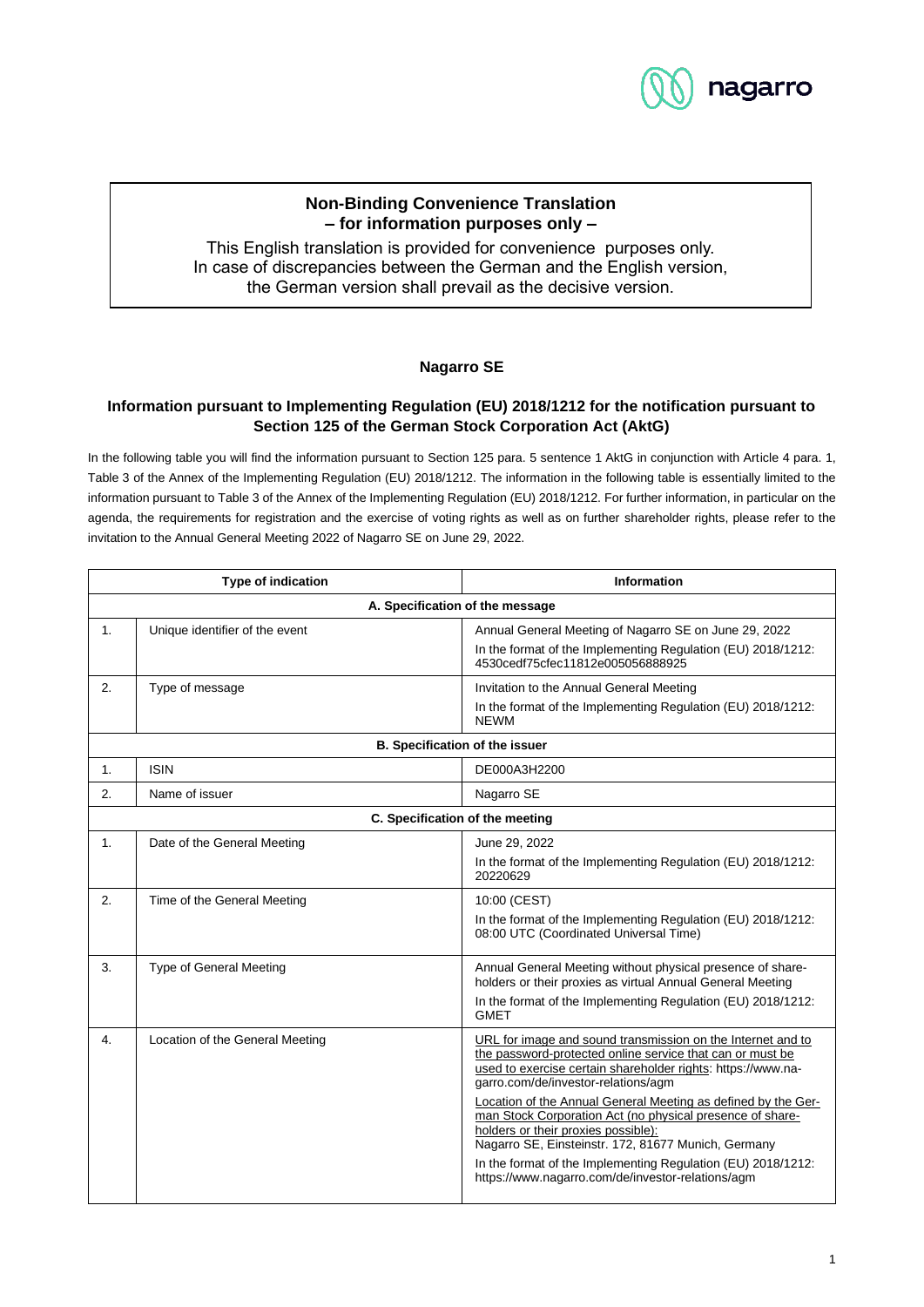**Non-Binding Convenience Translation**
**– for information purposes only –**

This English translation is provided for convenience purposes only.
In case of discrepancies between the German and the English version,
the German version shall prevail as the decisive version.

## Nagarro SE

### Information pursuant to Implementing Regulation (EU) 2018/1212 for the notification pursuant to Section 125 of the German Stock Corporation Act (AktG)

In the following table you will find the information pursuant to Section 125 para. 5 sentence 1 AktG in conjunction with Article 4 para. 1, Table 3 of the Annex of the Implementing Regulation (EU) 2018/1212. The information in the following table is essentially limited to the information pursuant to Table 3 of the Annex of the Implementing Regulation (EU) 2018/1212. For further information, in particular on the agenda, the requirements for registration and the exercise of voting rights as well as on further shareholder rights, please refer to the invitation to the Annual General Meeting 2022 of Nagarro SE on June 29, 2022.

| | Type of indication | Information |
|---|---|---|
| | **A. Specification of the message** | |
| 1. | Unique identifier of the event | Annual General Meeting of Nagarro SE on June 29, 2022<br>In the format of the Implementing Regulation (EU) 2018/1212: 4530cedf75cfec11812e005056888925 |
| 2. | Type of message | Invitation to the Annual General Meeting<br>In the format of the Implementing Regulation (EU) 2018/1212: NEWM |
| | **B. Specification of the issuer** | |
| 1. | ISIN | DE000A3H2200 |
| 2. | Name of issuer | Nagarro SE |
| | **C. Specification of the meeting** | |
| 1. | Date of the General Meeting | June 29, 2022<br>In the format of the Implementing Regulation (EU) 2018/1212: 20220629 |
| 2. | Time of the General Meeting | 10:00 (CEST)<br>In the format of the Implementing Regulation (EU) 2018/1212: 08:00 UTC (Coordinated Universal Time) |
| 3. | Type of General Meeting | Annual General Meeting without physical presence of shareholders or their proxies as virtual Annual General Meeting<br>In the format of the Implementing Regulation (EU) 2018/1212: GMET |
| 4. | Location of the General Meeting | URL for image and sound transmission on the Internet and to the password-protected online service that can or must be used to exercise certain shareholder rights: https://www.nagarro.com/de/investor-relations/agm<br>Location of the Annual General Meeting as defined by the German Stock Corporation Act (no physical presence of shareholders or their proxies possible):<br>Nagarro SE, Einsteinstr. 172, 81677 Munich, Germany<br>In the format of the Implementing Regulation (EU) 2018/1212: https://www.nagarro.com/de/investor-relations/agm |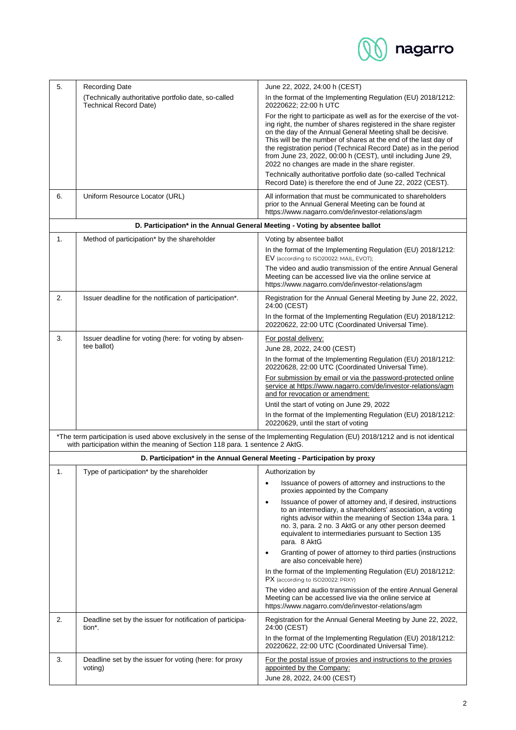| | | |
|---|---|---|
| 5. | Recording Date<br>(Technically authoritative portfolio date, so-called Technical Record Date) | June 22, 2022, 24:00 h (CEST)<br>In the format of the Implementing Regulation (EU) 2018/1212: 20220622; 22:00 h UTC<br>For the right to participate as well as for the exercise of the voting right, the number of shares registered in the share register on the day of the Annual General Meeting shall be decisive. This will be the number of shares at the end of the last day of the registration period (Technical Record Date) as in the period from June 23, 2022, 00:00 h (CEST), until including June 29, 2022 no changes are made in the share register.<br>Technically authoritative portfolio date (so-called Technical Record Date) is therefore the end of June 22, 2022 (CEST). |
| 6. | Uniform Resource Locator (URL) | All information that must be communicated to shareholders prior to the Annual General Meeting can be found at https://www.nagarro.com/de/investor-relations/agm |
| | **D. Participation* in the Annual General Meeting - Voting by absentee ballot** | |
| 1. | Method of participation* by the shareholder | Voting by absentee ballot<br>In the format of the Implementing Regulation (EU) 2018/1212: EV (according to ISO20022: MAIL, EVOT);<br>The video and audio transmission of the entire Annual General Meeting can be accessed live via the online service at https://www.nagarro.com/de/investor-relations/agm |
| 2. | Issuer deadline for the notification of participation*. | Registration for the Annual General Meeting by June 22, 2022, 24:00 (CEST)<br>In the format of the Implementing Regulation (EU) 2018/1212: 20220622, 22:00 UTC (Coordinated Universal Time). |
| 3. | Issuer deadline for voting (here: for voting by absentee ballot) | For postal delivery:<br>June 28, 2022, 24:00 (CEST)<br>In the format of the Implementing Regulation (EU) 2018/1212: 20220628, 22:00 UTC (Coordinated Universal Time).<br>For submission by email or via the password-protected online service at https://www.nagarro.com/de/investor-relations/agm and for revocation or amendment:<br>Until the start of voting on June 29, 2022<br>In the format of the Implementing Regulation (EU) 2018/1212: 20220629, until the start of voting |
| | *The term participation is used above exclusively in the sense of the Implementing Regulation (EU) 2018/1212 and is not identical with participation within the meaning of Section 118 para. 1 sentence 2 AktG. | |
| | **D. Participation* in the Annual General Meeting - Participation by proxy** | |
| 1. | Type of participation* by the shareholder | Authorization by<br>• Issuance of powers of attorney and instructions to the proxies appointed by the Company<br>• Issuance of power of attorney and, if desired, instructions to an intermediary, a shareholders' association, a voting rights advisor within the meaning of Section 134a para. 1 no. 3, para. 2 no. 3 AktG or any other person deemed equivalent to intermediaries pursuant to Section 135 para. 8 AktG<br>• Granting of power of attorney to third parties (instructions are also conceivable here)<br>In the format of the Implementing Regulation (EU) 2018/1212: PX (according to ISO20022: PRXY)<br>The video and audio transmission of the entire Annual General Meeting can be accessed live via the online service at https://www.nagarro.com/de/investor-relations/agm |
| 2. | Deadline set by the issuer for notification of participation*. | Registration for the Annual General Meeting by June 22, 2022, 24:00 (CEST)<br>In the format of the Implementing Regulation (EU) 2018/1212: 20220622, 22:00 UTC (Coordinated Universal Time). |
| 3. | Deadline set by the issuer for voting (here: for proxy voting) | For the postal issue of proxies and instructions to the proxies appointed by the Company:<br>June 28, 2022, 24:00 (CEST) |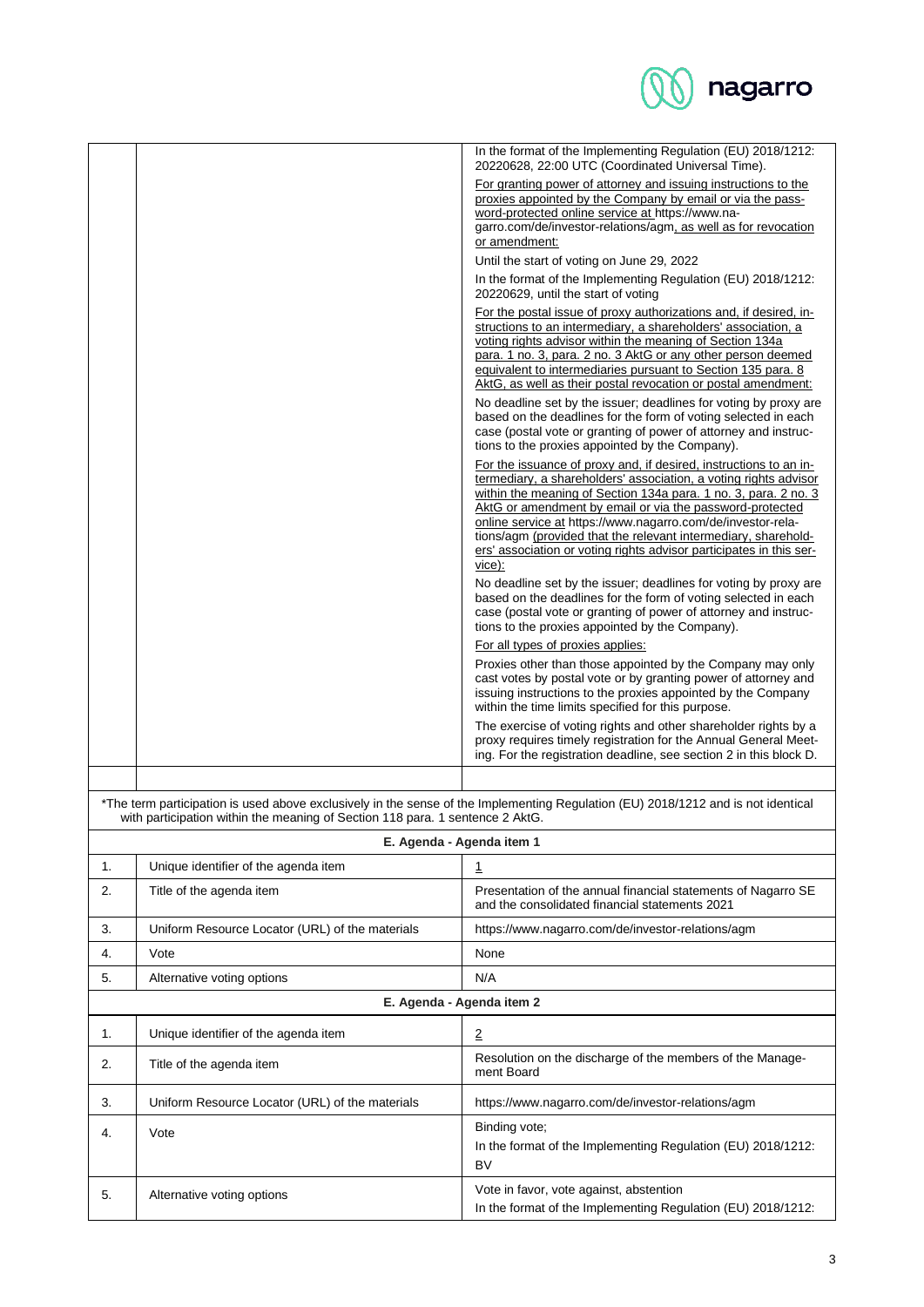| | | |
|---|---|---|
| | | In the format of the Implementing Regulation (EU) 2018/1212: 20220628, 22:00 UTC (Coordinated Universal Time).<br><br>For granting power of attorney and issuing instructions to the proxies appointed by the Company by email or via the password-protected online service at https://www.nagarro.com/de/investor-relations/agm, as well as for revocation or amendment:<br><br>Until the start of voting on June 29, 2022<br><br>In the format of the Implementing Regulation (EU) 2018/1212: 20220629, until the start of voting<br><br>For the postal issue of proxy authorizations and, if desired, instructions to an intermediary, a shareholders' association, a voting rights advisor within the meaning of Section 134a para. 1 no. 3, para. 2 no. 3 AktG or any other person deemed equivalent to intermediaries pursuant to Section 135 para. 8 AktG, as well as their postal revocation or postal amendment:<br><br>No deadline set by the issuer; deadlines for voting by proxy are based on the deadlines for the form of voting selected in each case (postal vote or granting of power of attorney and instructions to the proxies appointed by the Company).<br><br>For the issuance of proxy and, if desired, instructions to an intermediary, a shareholders' association, a voting rights advisor within the meaning of Section 134a para. 1 no. 3, para. 2 no. 3 AktG or amendment by email or via the password-protected online service at https://www.nagarro.com/de/investor-relations/agm (provided that the relevant intermediary, shareholders' association or voting rights advisor participates in this service):<br><br>No deadline set by the issuer; deadlines for voting by proxy are based on the deadlines for the form of voting selected in each case (postal vote or granting of power of attorney and instructions to the proxies appointed by the Company).<br><br>For all types of proxies applies:<br><br>Proxies other than those appointed by the Company may only cast votes by postal vote or by granting power of attorney and issuing instructions to the proxies appointed by the Company within the time limits specified for this purpose.<br><br>The exercise of voting rights and other shareholder rights by a proxy requires timely registration for the Annual General Meeting. For the registration deadline, see section 2 in this block D. |
| | | |

*The term participation is used above exclusively in the sense of the Implementing Regulation (EU) 2018/1212 and is not identical with participation within the meaning of Section 118 para. 1 sentence 2 AktG.

**E. Agenda - Agenda item 1**

| | | |
|---|---|---|
| 1. | Unique identifier of the agenda item | 1 |
| 2. | Title of the agenda item | Presentation of the annual financial statements of Nagarro SE and the consolidated financial statements 2021 |
| 3. | Uniform Resource Locator (URL) of the materials | https://www.nagarro.com/de/investor-relations/agm |
| 4. | Vote | None |
| 5. | Alternative voting options | N/A |

**E. Agenda - Agenda item 2**

| | | |
|---|---|---|
| 1. | Unique identifier of the agenda item | 2 |
| 2. | Title of the agenda item | Resolution on the discharge of the members of the Management Board |
| 3. | Uniform Resource Locator (URL) of the materials | https://www.nagarro.com/de/investor-relations/agm |
| 4. | Vote | Binding vote;<br>In the format of the Implementing Regulation (EU) 2018/1212: BV |
| 5. | Alternative voting options | Vote in favor, vote against, abstention<br>In the format of the Implementing Regulation (EU) 2018/1212: |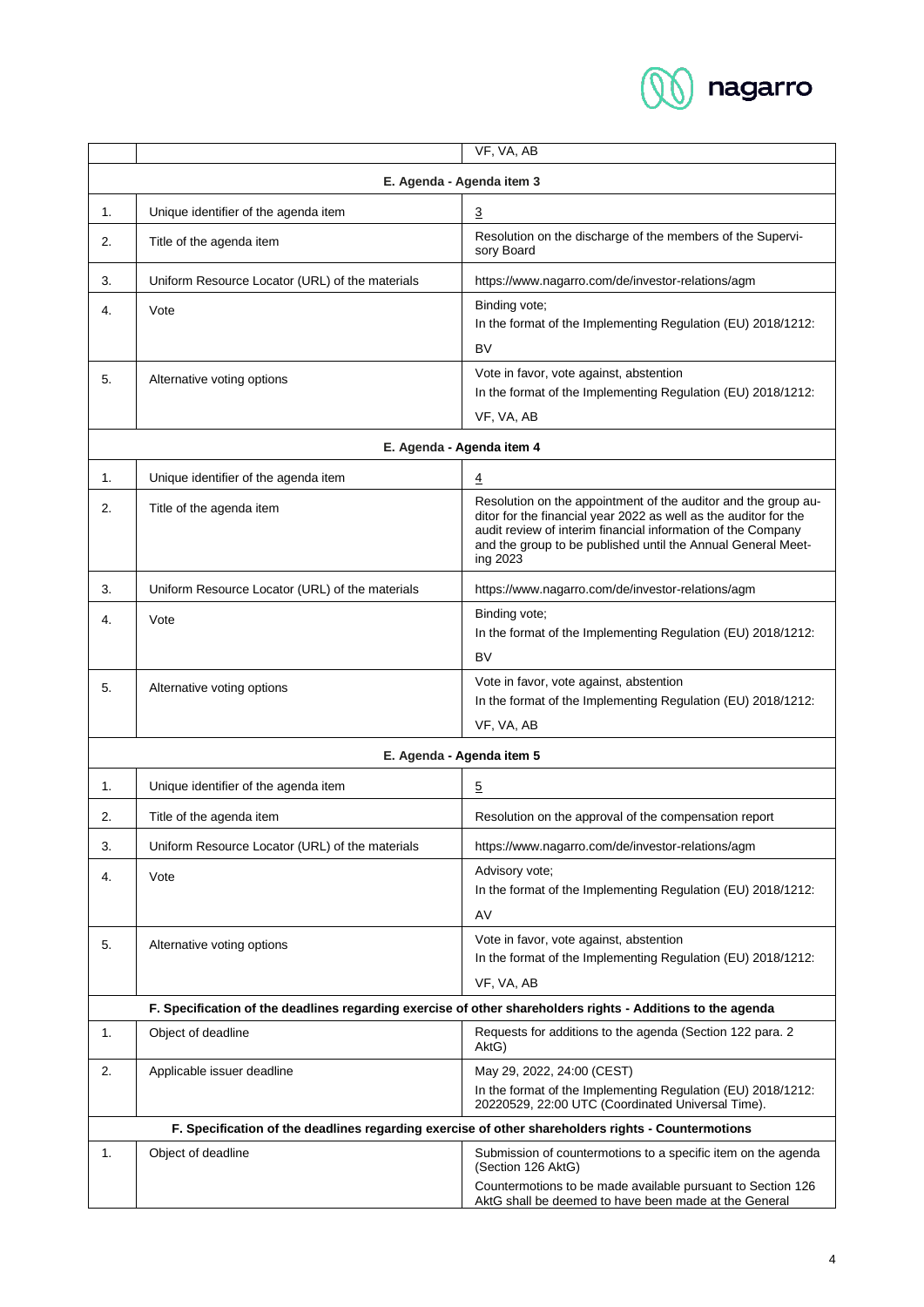|  |  | VF, VA, AB |
|---|---|---|
| **E. Agenda - Agenda item 3** | | |
| 1. | Unique identifier of the agenda item | 3 |
| 2. | Title of the agenda item | Resolution on the discharge of the members of the Supervisory Board |
| 3. | Uniform Resource Locator (URL) of the materials | https://www.nagarro.com/de/investor-relations/agm |
| 4. | Vote | Binding vote; In the format of the Implementing Regulation (EU) 2018/1212: BV |
| 5. | Alternative voting options | Vote in favor, vote against, abstention In the format of the Implementing Regulation (EU) 2018/1212: VF, VA, AB |
| **E. Agenda - Agenda item 4** | | |
| 1. | Unique identifier of the agenda item | 4 |
| 2. | Title of the agenda item | Resolution on the appointment of the auditor and the group auditor for the financial year 2022 as well as the auditor for the audit review of interim financial information of the Company and the group to be published until the Annual General Meeting 2023 |
| 3. | Uniform Resource Locator (URL) of the materials | https://www.nagarro.com/de/investor-relations/agm |
| 4. | Vote | Binding vote; In the format of the Implementing Regulation (EU) 2018/1212: BV |
| 5. | Alternative voting options | Vote in favor, vote against, abstention In the format of the Implementing Regulation (EU) 2018/1212: VF, VA, AB |
| **E. Agenda - Agenda item 5** | | |
| 1. | Unique identifier of the agenda item | 5 |
| 2. | Title of the agenda item | Resolution on the approval of the compensation report |
| 3. | Uniform Resource Locator (URL) of the materials | https://www.nagarro.com/de/investor-relations/agm |
| 4. | Vote | Advisory vote; In the format of the Implementing Regulation (EU) 2018/1212: AV |
| 5. | Alternative voting options | Vote in favor, vote against, abstention In the format of the Implementing Regulation (EU) 2018/1212: VF, VA, AB |
| **F. Specification of the deadlines regarding exercise of other shareholders rights - Additions to the agenda** | | |
| 1. | Object of deadline | Requests for additions to the agenda (Section 122 para. 2 AktG) |
| 2. | Applicable issuer deadline | May 29, 2022, 24:00 (CEST) In the format of the Implementing Regulation (EU) 2018/1212: 20220529, 22:00 UTC (Coordinated Universal Time). |
| **F. Specification of the deadlines regarding exercise of other shareholders rights - Countermotions** | | |
| 1. | Object of deadline | Submission of countermotions to a specific item on the agenda (Section 126 AktG) Countermotions to be made available pursuant to Section 126 AktG shall be deemed to have been made at the General |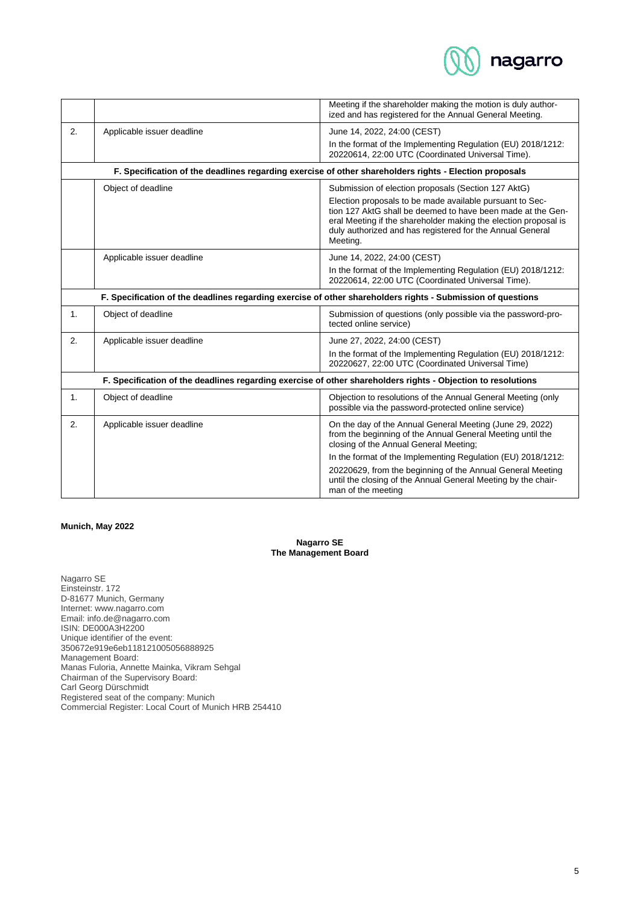| | | |
|---|---|---|
| | | Meeting if the shareholder making the motion is duly authorized and has registered for the Annual General Meeting. |
| 2. | Applicable issuer deadline | June 14, 2022, 24:00 (CEST)<br>In the format of the Implementing Regulation (EU) 2018/1212: 20220614, 22:00 UTC (Coordinated Universal Time). |
| **F. Specification of the deadlines regarding exercise of other shareholders rights - Election proposals** | | |
| | Object of deadline | Submission of election proposals (Section 127 AktG)<br>Election proposals to be made available pursuant to Section 127 AktG shall be deemed to have been made at the General Meeting if the shareholder making the election proposal is duly authorized and has registered for the Annual General Meeting. |
| | Applicable issuer deadline | June 14, 2022, 24:00 (CEST)<br>In the format of the Implementing Regulation (EU) 2018/1212: 20220614, 22:00 UTC (Coordinated Universal Time). |
| **F. Specification of the deadlines regarding exercise of other shareholders rights - Submission of questions** | | |
| 1. | Object of deadline | Submission of questions (only possible via the password-protected online service) |
| 2. | Applicable issuer deadline | June 27, 2022, 24:00 (CEST)<br>In the format of the Implementing Regulation (EU) 2018/1212: 20220627, 22:00 UTC (Coordinated Universal Time) |
| **F. Specification of the deadlines regarding exercise of other shareholders rights - Objection to resolutions** | | |
| 1. | Object of deadline | Objection to resolutions of the Annual General Meeting (only possible via the password-protected online service) |
| 2. | Applicable issuer deadline | On the day of the Annual General Meeting (June 29, 2022) from the beginning of the Annual General Meeting until the closing of the Annual General Meeting;<br>In the format of the Implementing Regulation (EU) 2018/1212:<br>20220629, from the beginning of the Annual General Meeting until the closing of the Annual General Meeting by the chairman of the meeting |

**Munich, May 2022**

**Nagarro SE**
**The Management Board**

Nagarro SE
Einsteinstr. 172
D-81677 Munich, Germany
Internet: www.nagarro.com
Email: info.de@nagarro.com
ISIN: DE000A3H2200
Unique identifier of the event:
350672e919e6eb118121005056888925
Management Board:
Manas Fuloria, Annette Mainka, Vikram Sehgal
Chairman of the Supervisory Board:
Carl Georg Dürschmidt
Registered seat of the company: Munich
Commercial Register: Local Court of Munich HRB 254410